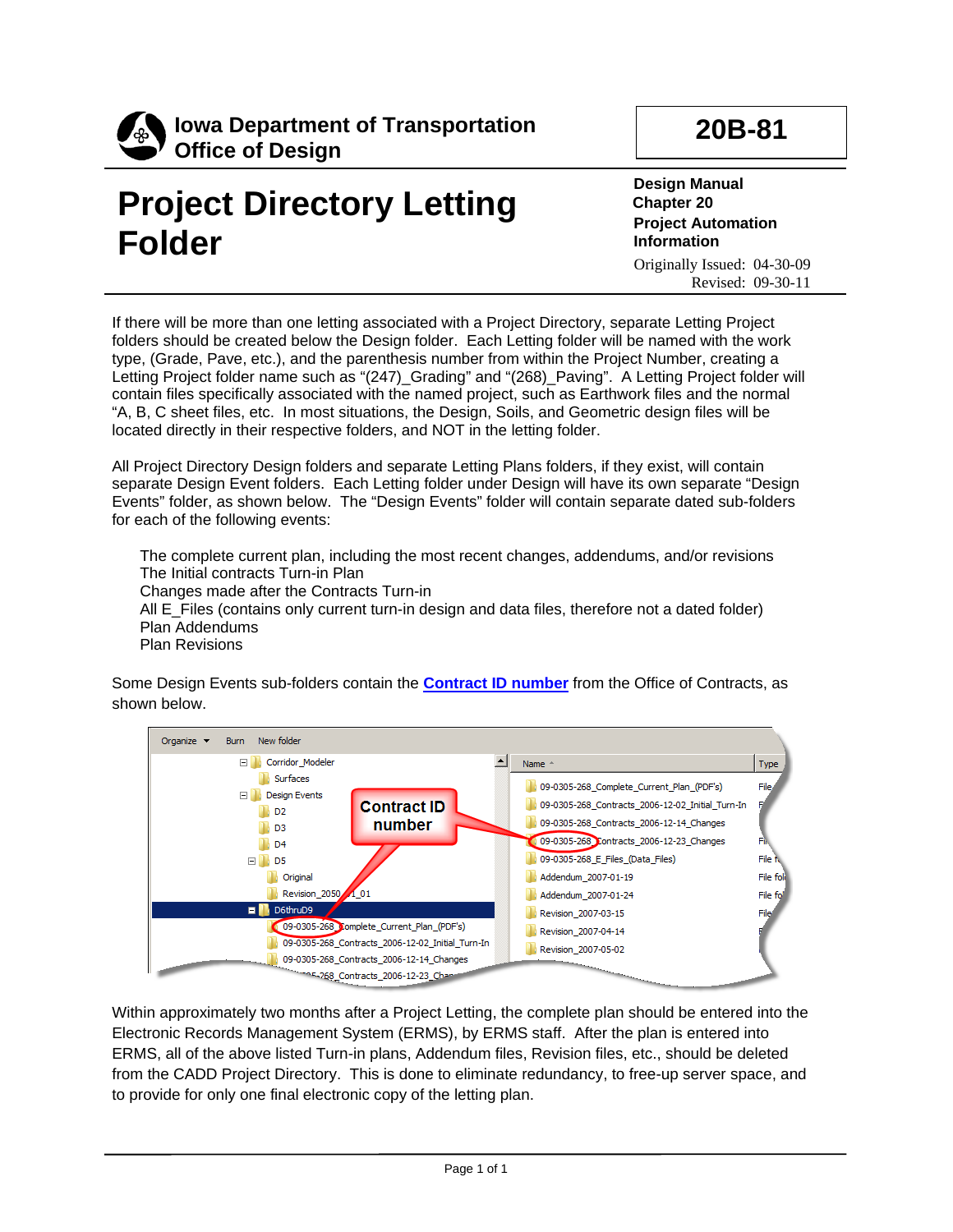Iowa Department of Transportation
Office of Design

**20B-81**

# Project Directory Letting Folder

**Design Manual**
**Chapter 20**
**Project Automation Information**

Originally Issued: 04-30-09
Revised: 09-30-11

If there will be more than one letting associated with a Project Directory, separate Letting Project folders should be created below the Design folder. Each Letting folder will be named with the work type, (Grade, Pave, etc.), and the parenthesis number from within the Project Number, creating a Letting Project folder name such as "(247)_Grading" and "(268)_Paving". A Letting Project folder will contain files specifically associated with the named project, such as Earthwork files and the normal "A, B, C sheet files, etc. In most situations, the Design, Soils, and Geometric design files will be located directly in their respective folders, and NOT in the letting folder.

All Project Directory Design folders and separate Letting Plans folders, if they exist, will contain separate Design Event folders. Each Letting folder under Design will have its own separate "Design Events" folder, as shown below. The "Design Events" folder will contain separate dated sub-folders for each of the following events:

The complete current plan, including the most recent changes, addendums, and/or revisions
The Initial contracts Turn-in Plan
Changes made after the Contracts Turn-in
All E_Files (contains only current turn-in design and data files, therefore not a dated folder)
Plan Addendums
Plan Revisions

Some Design Events sub-folders contain the **Contract ID number** from the Office of Contracts, as shown below.

Within approximately two months after a Project Letting, the complete plan should be entered into the Electronic Records Management System (ERMS), by ERMS staff. After the plan is entered into ERMS, all of the above listed Turn-in plans, Addendum files, Revision files, etc., should be deleted from the CADD Project Directory. This is done to eliminate redundancy, to free-up server space, and to provide for only one final electronic copy of the letting plan.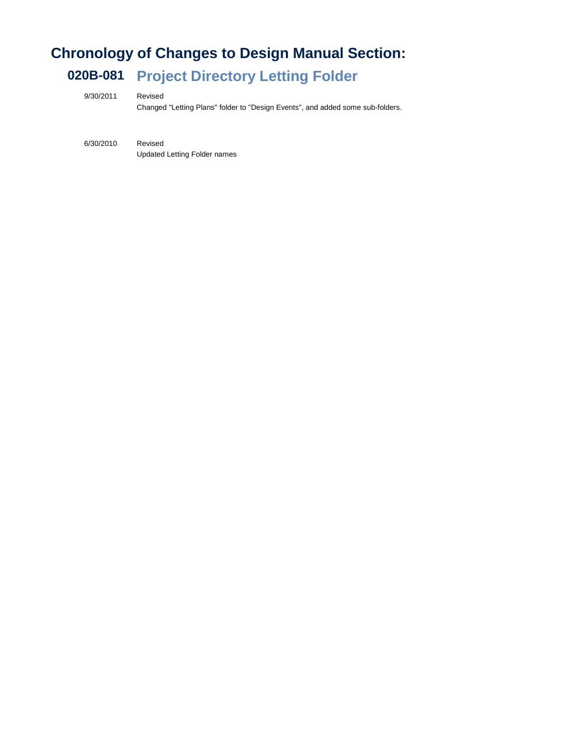# Chronology of Changes to Design Manual Section:

## 020B-081 Project Directory Letting Folder

| | |
|---|---|
| 9/30/2011 | Revised<br>Changed "Letting Plans" folder to "Design Events", and added some sub-folders. |
| 6/30/2010 | Revised<br>Updated Letting Folder names |